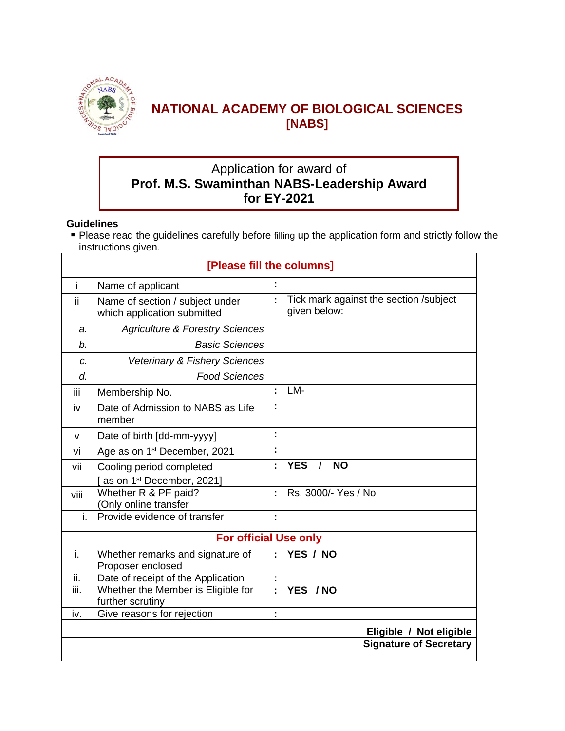# NATIONAL ACADEMY OF BIOLOGICAL SCIENCES [NABS]

**Application for award of**
**Prof. M.S. Swaminthan NABS-Leadership Award for EY-2021**

## Guidelines

- Please read the guidelines carefully before filling up the application form and strictly follow the instructions given.

| [Please fill the columns] | | | |
|---|---|---|---|
| i | Name of applicant | : | |
| ii | Name of section / subject under which application submitted | : | Tick mark against the section /subject given below: |
| *a.* | *Agriculture & Forestry Sciences* | | |
| *b.* | *Basic Sciences* | | |
| *c.* | *Veterinary & Fishery Sciences* | | |
| *d.* | *Food Sciences* | | |
| iii | Membership No. | : | LM- |
| iv | Date of Admission to NABS as Life member | : | |
| v | Date of birth [dd-mm-yyyy] | : | |
| vi | Age as on 1st December, 2021 | : | |
| vii | Cooling period completed [ as on 1st December, 2021] | : | **YES / NO** |
| viii | Whether R & PF paid? (Only online transfer | : | Rs. 3000/- Yes / No |
| i. | Provide evidence of transfer | : | |
| **For official Use only** | | | |
| i. | Whether remarks and signature of Proposer enclosed | : | **YES / NO** |
| ii. | Date of receipt of the Application | : | |
| iii. | Whether the Member is Eligible for further scrutiny | : | **YES / NO** |
| iv. | Give reasons for rejection | : | |
| | **Eligible / Not eligible** | | |
| | **Signature of Secretary** | | |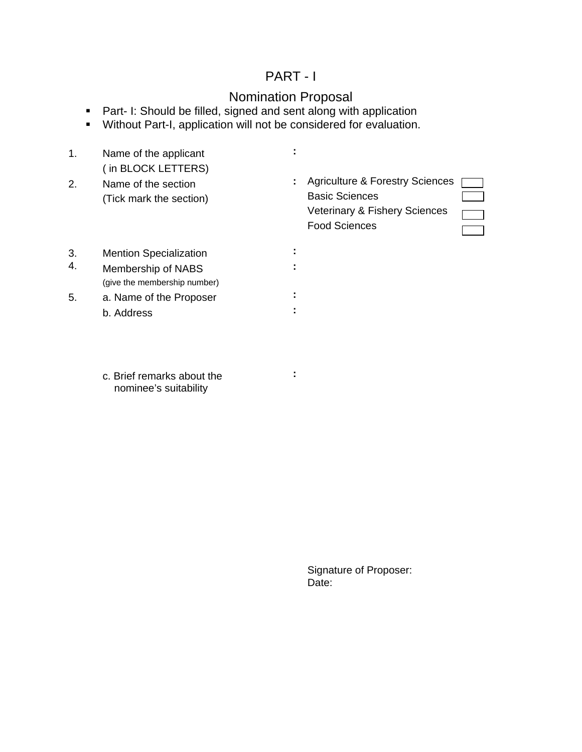# PART - I

## Nomination Proposal

- Part- I: Should be filled, signed and sent along with application
- Without Part-I, application will not be considered for evaluation.

1. Name of the applicant ( in BLOCK LETTERS) :

2. Name of the section (Tick mark the section) :
   - Agriculture & Forestry Sciences ☐
   - Basic Sciences ☐
   - Veterinary & Fishery Sciences ☐
   - Food Sciences ☐

3. Mention Specialization :

4. Membership of NABS (give the membership number) :

5. a. Name of the Proposer :

   b. Address :

   c. Brief remarks about the nominee's suitability :

Signature of Proposer:

Date: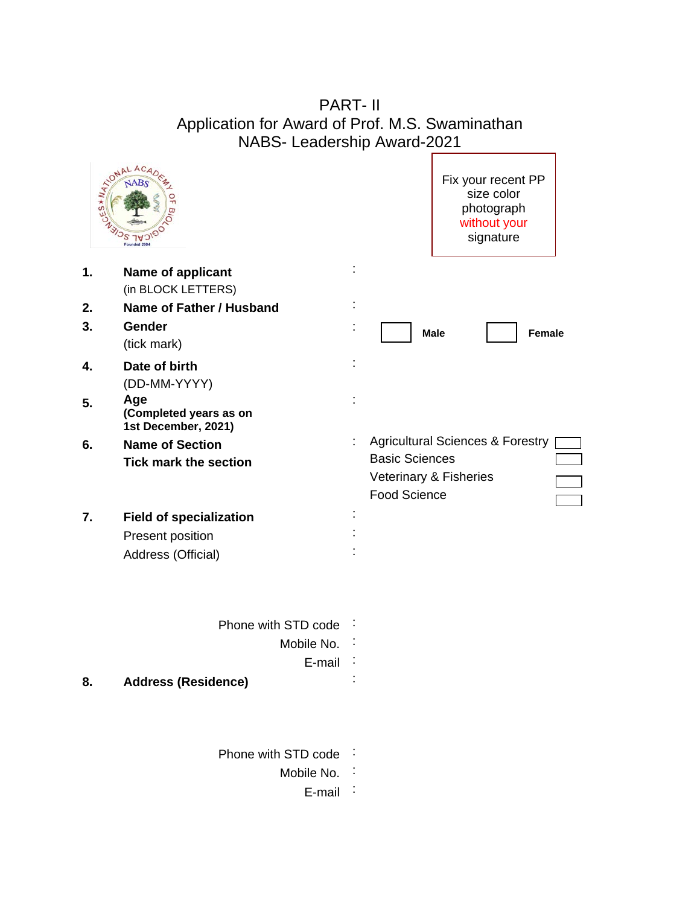# PART- II
## Application for Award of Prof. M.S. Swaminathan NABS- Leadership Award-2021

Fix your recent PP size color photograph without your signature

| | | | |
|---|---|---|---|
| **1.** | **Name of applicant** (in BLOCK LETTERS) | : | |
| **2.** | **Name of Father / Husband** | : | |
| **3.** | **Gender** (tick mark) | : | ☐ **Male** ☐ **Female** |
| **4.** | **Date of birth** (DD-MM-YYYY) | : | |
| **5.** | **Age (Completed years as on 1st December, 2021)** | : | |
| **6.** | **Name of Section Tick mark the section** | : | Agricultural Sciences & Forestry ☐<br>Basic Sciences ☐<br>Veterinary & Fisheries ☐<br>Food Science ☐ |
| **7.** | **Field of specialization** | : | |
| | Present position | : | |
| | Address (Official) | : | |
| | Phone with STD code | : | |
| | Mobile No. | : | |
| | E-mail | : | |
| **8.** | **Address (Residence)** | : | |
| | Phone with STD code | : | |
| | Mobile No. | : | |
| | E-mail | : | |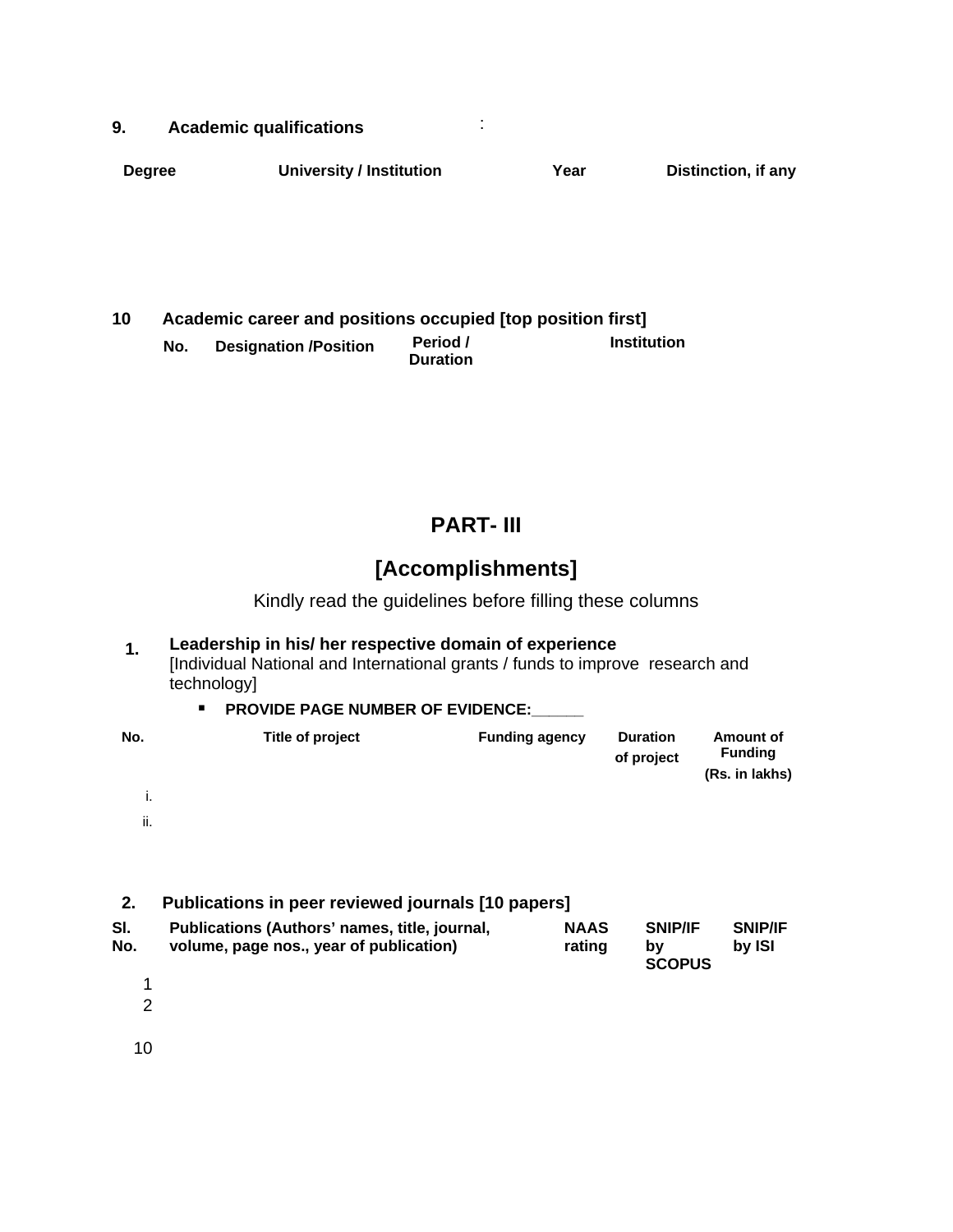**9. Academic qualifications** :

| Degree | University / Institution | Year | Distinction, if any |
|---|---|---|---|
| | | | |

**10 Academic career and positions occupied [top position first]**

| No. | Designation /Position | Period / Duration | Institution |
|---|---|---|---|
| | | | |

# PART- III

## [Accomplishments]

Kindly read the guidelines before filling these columns

**1. Leadership in his/ her respective domain of experience**
[Individual National and International grants / funds to improve research and technology]

- **PROVIDE PAGE NUMBER OF EVIDENCE:______**

| No. | Title of project | Funding agency | Duration of project | Amount of Funding (Rs. in lakhs) |
|---|---|---|---|---|
| i. | | | | |
| ii. | | | | |

**2. Publications in peer reviewed journals [10 papers]**

| Sl. No. | Publications (Authors' names, title, journal, volume, page nos., year of publication) | NAAS rating | SNIP/IF by SCOPUS | SNIP/IF by ISI |
|---|---|---|---|---|
| 1 | | | | |
| 2 | | | | |
| 10 | | | | |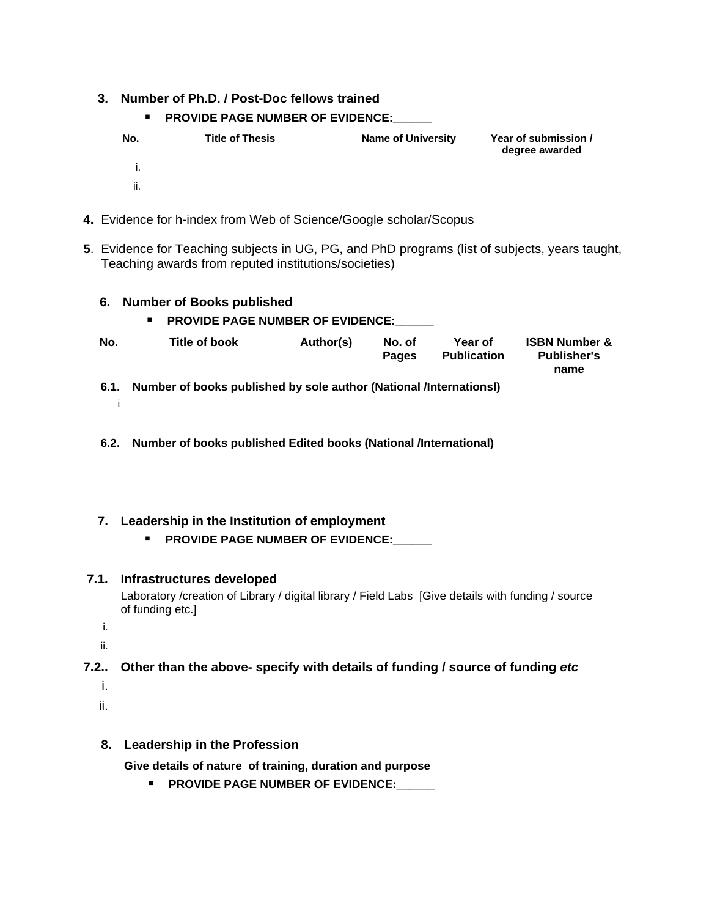**3. Number of Ph.D. / Post-Doc fellows trained**

- **PROVIDE PAGE NUMBER OF EVIDENCE:______**

| No. | Title of Thesis | Name of University | Year of submission / degree awarded |
|---|---|---|---|
| i. | | | |
| ii. | | | |

**4.** Evidence for h-index from Web of Science/Google scholar/Scopus

**5**. Evidence for Teaching subjects in UG, PG, and PhD programs (list of subjects, years taught, Teaching awards from reputed institutions/societies)

**6. Number of Books published**

- **PROVIDE PAGE NUMBER OF EVIDENCE:______**

| No. | Title of book | Author(s) | No. of Pages | Year of Publication | ISBN Number & Publisher's name |
|---|---|---|---|---|---|

**6.1. Number of books published by sole author (National /Internationsl)**

i

**6.2. Number of books published Edited books (National /International)**

**7. Leadership in the Institution of employment**

- **PROVIDE PAGE NUMBER OF EVIDENCE:______**

**7.1. Infrastructures developed**

Laboratory /creation of Library / digital library / Field Labs [Give details with funding / source of funding etc.]

i.

ii.

**7.2.. Other than the above- specify with details of funding / source of funding *etc***

i.

ii.

**8. Leadership in the Profession**

**Give details of nature of training, duration and purpose**

- **PROVIDE PAGE NUMBER OF EVIDENCE:______**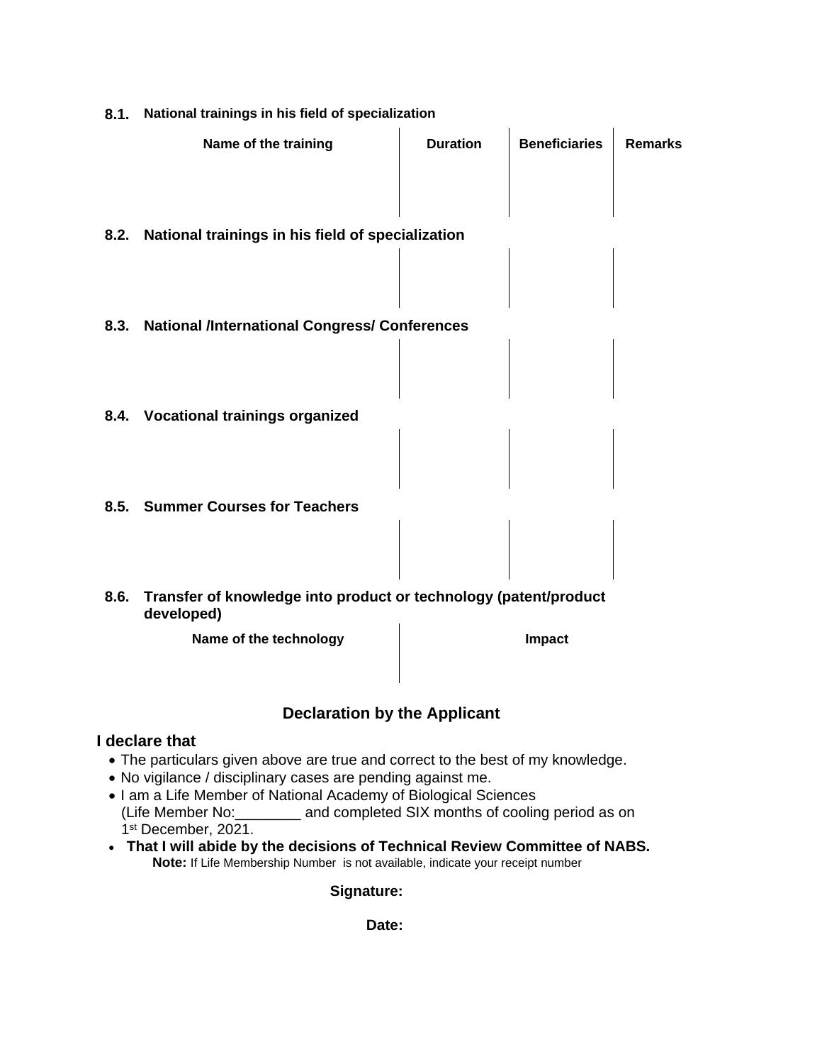**8.1. National trainings in his field of specialization**

| Name of the training | Duration | Beneficiaries | Remarks |
|---|---|---|---|
| | | | |

**8.2. National trainings in his field of specialization**

| | | | |
|---|---|---|---|
| | | | |

**8.3. National /International Congress/ Conferences**

| | | | |
|---|---|---|---|
| | | | |

**8.4. Vocational trainings organized**

| | | | |
|---|---|---|---|
| | | | |

**8.5. Summer Courses for Teachers**

| | | | |
|---|---|---|---|
| | | | |

**8.6. Transfer of knowledge into product or technology (patent/product developed)**

| Name of the technology | Impact |
|---|---|
| | |

## Declaration by the Applicant

**I declare that**

- The particulars given above are true and correct to the best of my knowledge.
- No vigilance / disciplinary cases are pending against me.
- I am a Life Member of National Academy of Biological Sciences (Life Member No:________ and completed SIX months of cooling period as on 1st December, 2021.
- **That I will abide by the decisions of Technical Review Committee of NABS.**

**Note:** If Life Membership Number is not available, indicate your receipt number

**Signature:**

**Date:**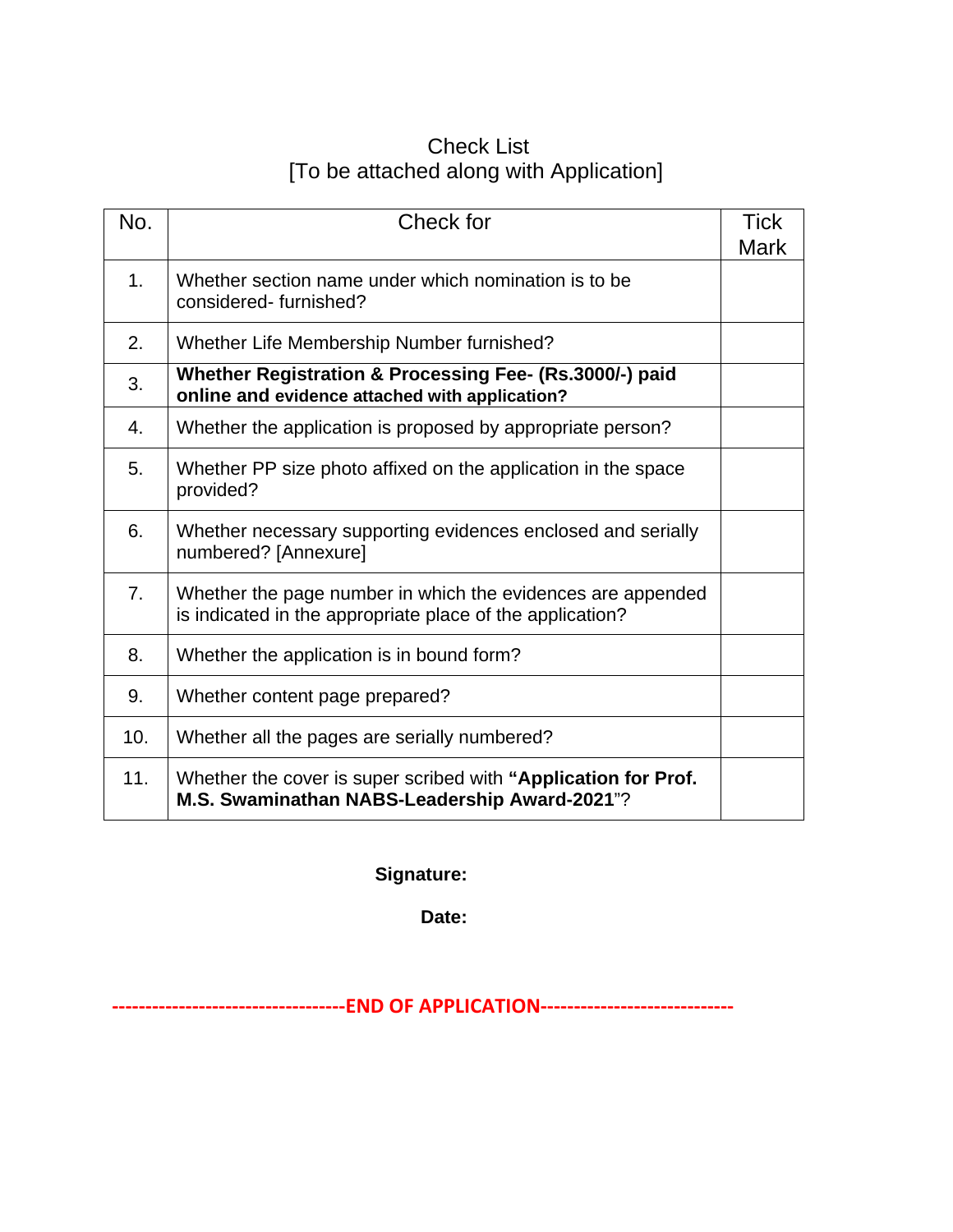# Check List
[To be attached along with Application]

| No. | Check for | Tick Mark |
|---|---|---|
| 1. | Whether section name under which nomination is to be considered- furnished? | |
| 2. | Whether Life Membership Number furnished? | |
| 3. | **Whether Registration & Processing Fee- (Rs.3000/-) paid online and evidence attached with application?** | |
| 4. | Whether the application is proposed by appropriate person? | |
| 5. | Whether PP size photo affixed on the application in the space provided? | |
| 6. | Whether necessary supporting evidences enclosed and serially numbered? [Annexure] | |
| 7. | Whether the page number in which the evidences are appended is indicated in the appropriate place of the application? | |
| 8. | Whether the application is in bound form? | |
| 9. | Whether content page prepared? | |
| 10. | Whether all the pages are serially numbered? | |
| 11. | Whether the cover is super scribed with **"Application for Prof. M.S. Swaminathan NABS-Leadership Award-2021**"? | |

**Signature:**

**Date:**

**----------------------------------END OF APPLICATION----------------------------**